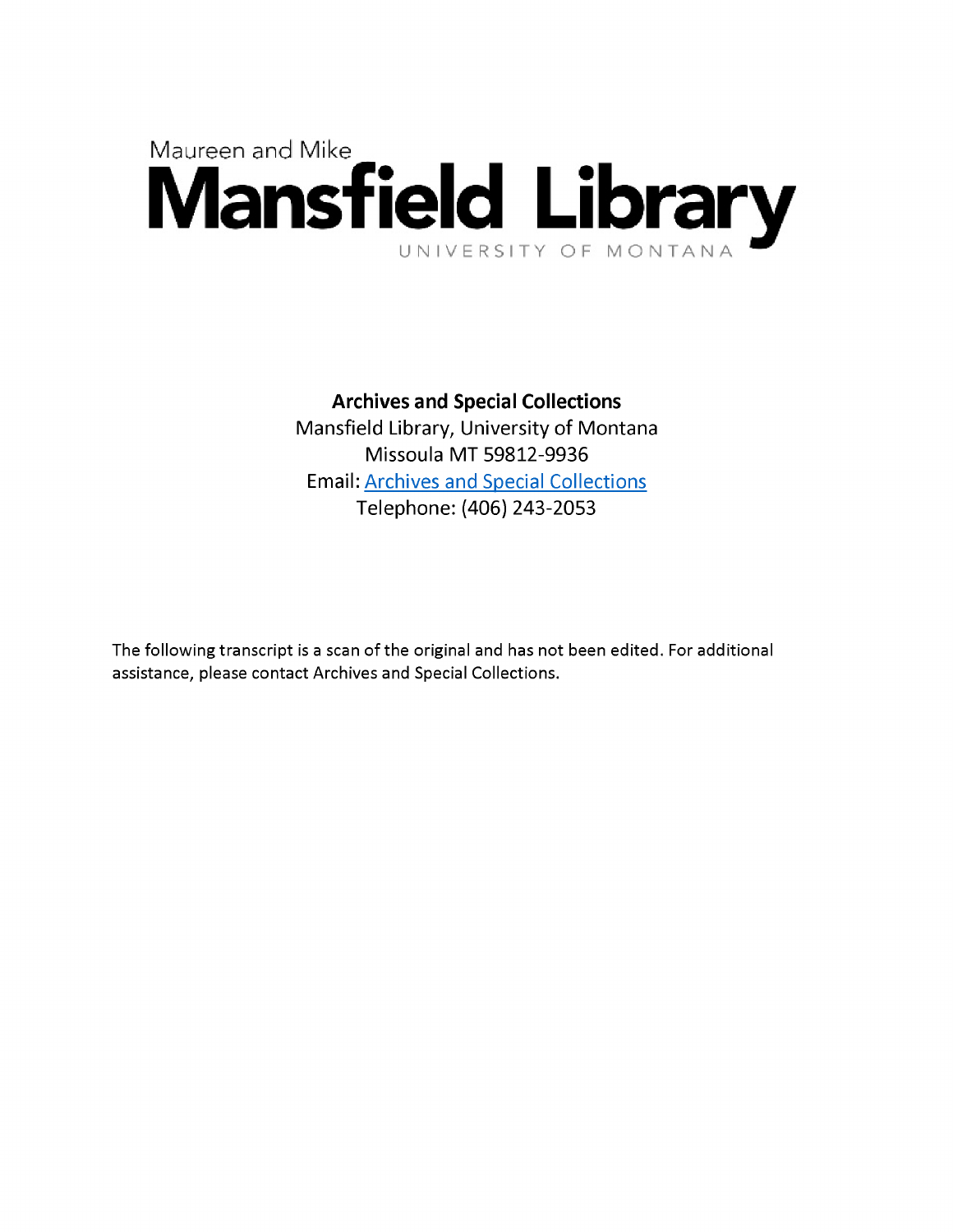Maureen and Mike

# Mansfield Library

UNIVERSITY OF MONTANA

**Archives and Special Collections**
Mansfield Library, University of Montana
Missoula MT 59812-9936
Email: Archives and Special Collections
Telephone: (406) 243-2053

The following transcript is a scan of the original and has not been edited. For additional assistance, please contact Archives and Special Collections.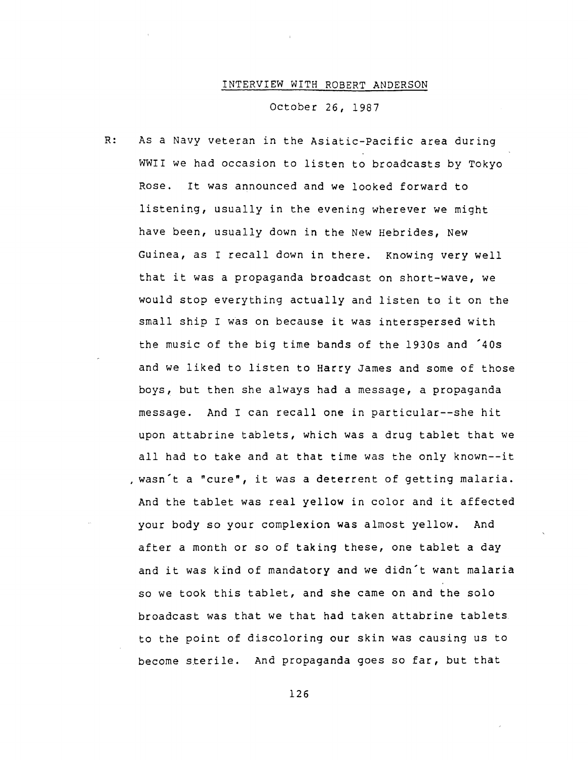## INTERVIEW WITH ROBERT ANDERSON

October 26, 1987

R: As a Navy veteran in the Asiatic-Pacific area during WWII we had occasion to listen to broadcasts by Tokyo Rose. It was announced and we looked forward to listening, usually in the evening wherever we might have been, usually down in the New Hebrides, New Guinea, as I recall down in there. Knowing very well that it was a propaganda broadcast on short-wave, we would stop everything actually and listen to it on the small ship I was on because it was interspersed with the music of the big time bands of the 1930s and ´40s and we liked to listen to Harry James and some of those boys, but then she always had a message, a propaganda message. And I can recall one in particular--she hit upon attabrine tablets, which was a drug tablet that we all had to take and at that time was the only known--it wasn´t a "cure", it was a deterrent of getting malaria. And the tablet was real yellow in color and it affected your body so your complexion was almost yellow. And after a month or so of taking these, one tablet a day and it was kind of mandatory and we didn´t want malaria so we took this tablet, and she came on and the solo broadcast was that we that had taken attabrine tablets to the point of discoloring our skin was causing us to become sterile. And propaganda goes so far, but that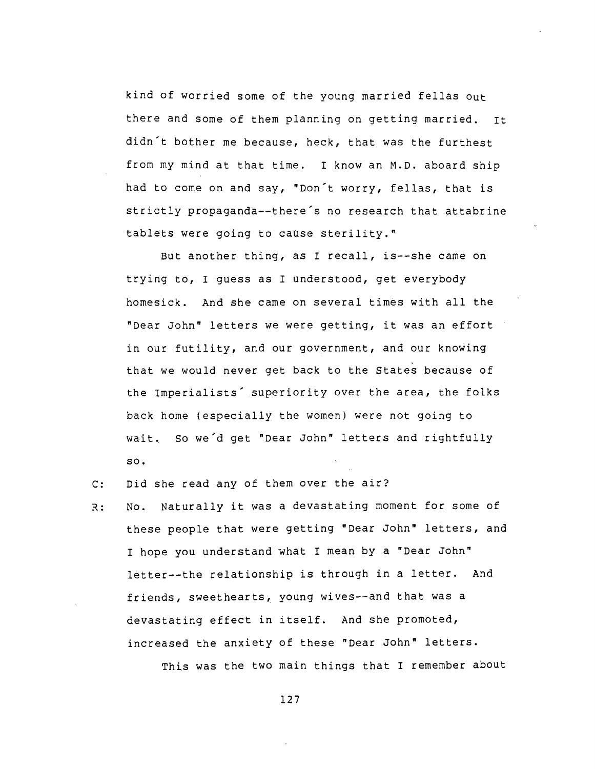kind of worried some of the young married fellas out there and some of them planning on getting married. It didn't bother me because, heck, that was the furthest from my mind at that time. I know an M.D. aboard ship had to come on and say, "Don't worry, fellas, that is strictly propaganda--there's no research that attabrine tablets were going to cause sterility."

But another thing, as I recall, is--she came on trying to, I guess as I understood, get everybody homesick. And she came on several times with all the "Dear John" letters we were getting, it was an effort in our futility, and our government, and our knowing that we would never get back to the States because of the Imperialists' superiority over the area, the folks back home (especially the women) were not going to wait. So we'd get "Dear John" letters and rightfully so.

C: Did she read any of them over the air?

R: No. Naturally it was a devastating moment for some of these people that were getting "Dear John" letters, and I hope you understand what I mean by a "Dear John" letter--the relationship is through in a letter. And friends, sweethearts, young wives--and that was a devastating effect in itself. And she promoted, increased the anxiety of these "Dear John" letters.

This was the two main things that I remember about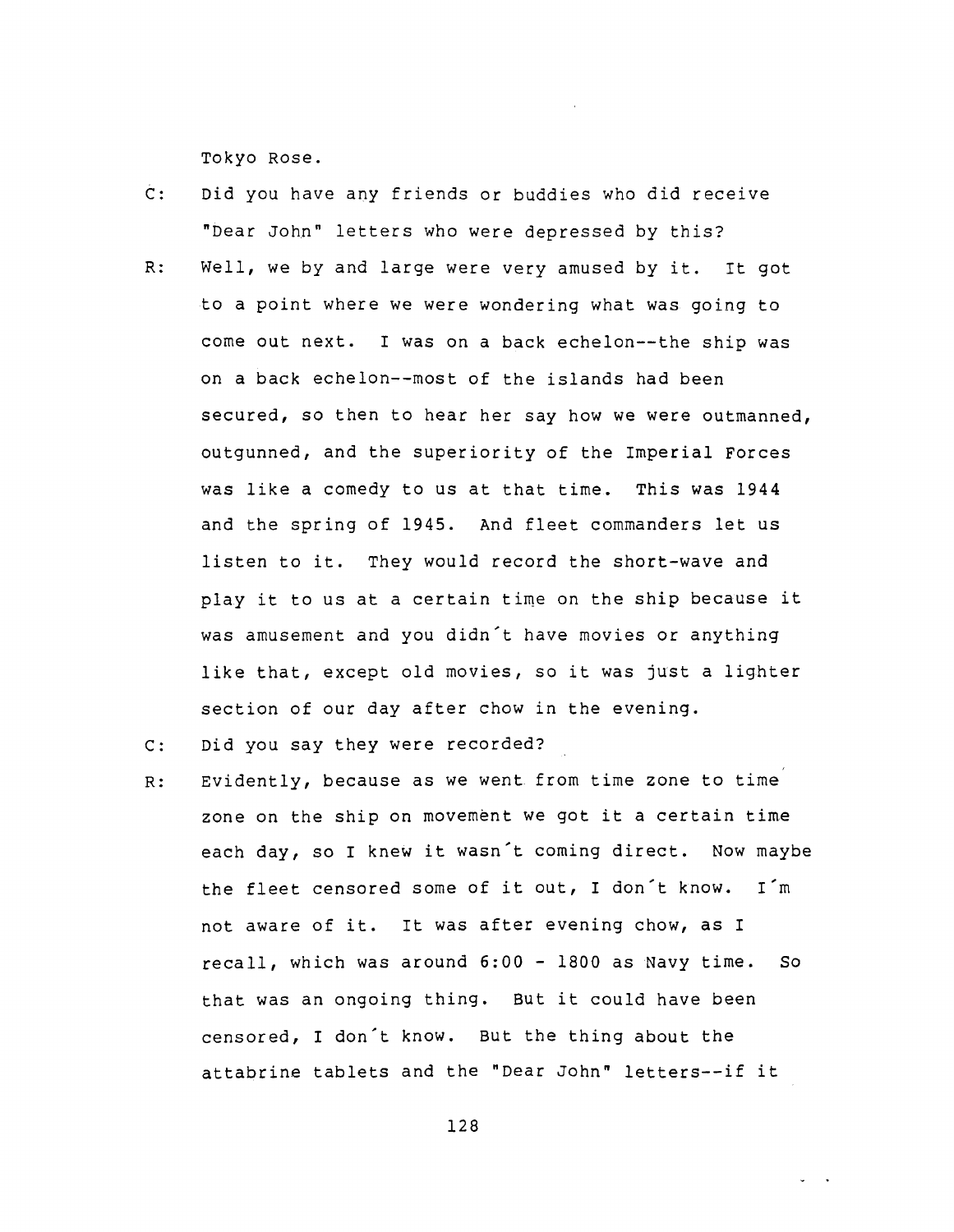Tokyo Rose.

C: Did you have any friends or buddies who did receive "Dear John" letters who were depressed by this?

R: Well, we by and large were very amused by it. It got to a point where we were wondering what was going to come out next. I was on a back echelon--the ship was on a back echelon--most of the islands had been secured, so then to hear her say how we were outmanned, outgunned, and the superiority of the Imperial Forces was like a comedy to us at that time. This was 1944 and the spring of 1945. And fleet commanders let us listen to it. They would record the short-wave and play it to us at a certain time on the ship because it was amusement and you didn't have movies or anything like that, except old movies, so it was just a lighter section of our day after chow in the evening.

C: Did you say they were recorded?

R: Evidently, because as we went from time zone to time zone on the ship on movement we got it a certain time each day, so I knew it wasn't coming direct. Now maybe the fleet censored some of it out, I don't know. I'm not aware of it. It was after evening chow, as I recall, which was around 6:00 - 1800 as Navy time. So that was an ongoing thing. But it could have been censored, I don't know. But the thing about the attabrine tablets and the "Dear John" letters--if it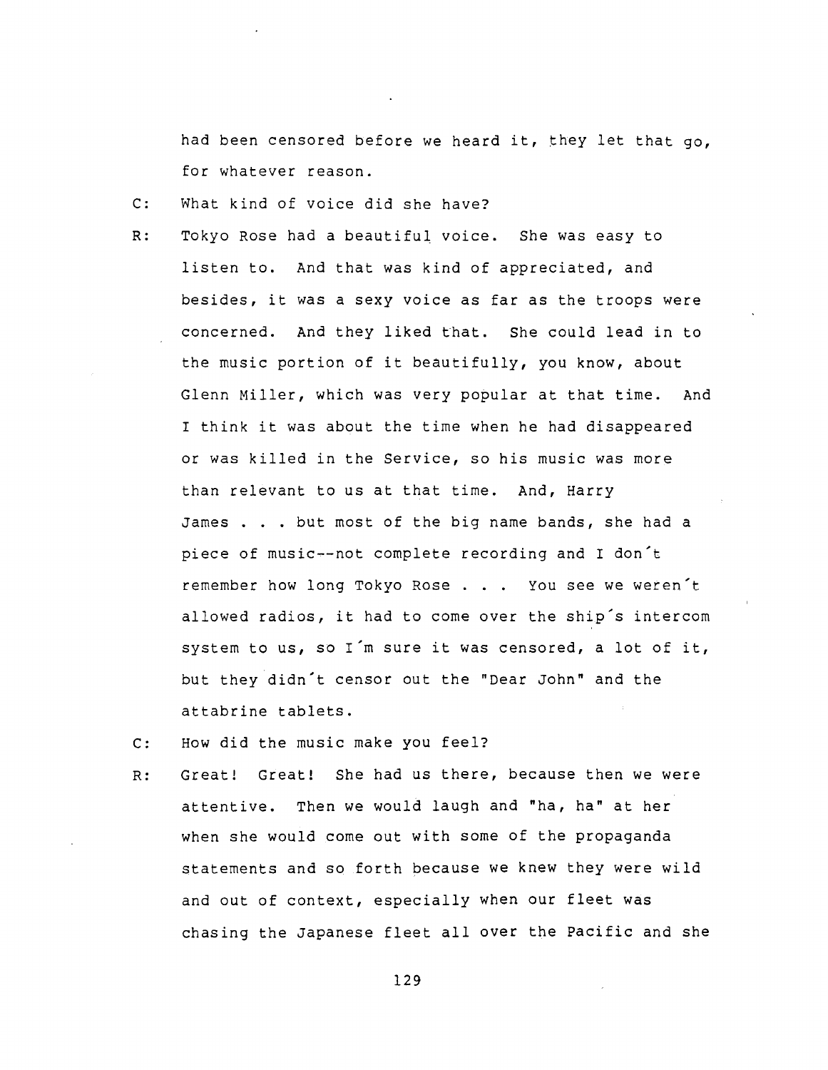had been censored before we heard it, they let that go, for whatever reason.

C: What kind of voice did she have?

R: Tokyo Rose had a beautiful voice. She was easy to listen to. And that was kind of appreciated, and besides, it was a sexy voice as far as the troops were concerned. And they liked that. She could lead in to the music portion of it beautifully, you know, about Glenn Miller, which was very popular at that time. And I think it was about the time when he had disappeared or was killed in the Service, so his music was more than relevant to us at that time. And, Harry James . . . but most of the big name bands, she had a piece of music--not complete recording and I don´t remember how long Tokyo Rose . . . You see we weren´t allowed radios, it had to come over the ship´s intercom system to us, so I´m sure it was censored, a lot of it, but they didn´t censor out the "Dear John" and the attabrine tablets.

C: How did the music make you feel?

R: Great! Great! She had us there, because then we were attentive. Then we would laugh and "ha, ha" at her when she would come out with some of the propaganda statements and so forth because we knew they were wild and out of context, especially when our fleet was chasing the Japanese fleet all over the Pacific and she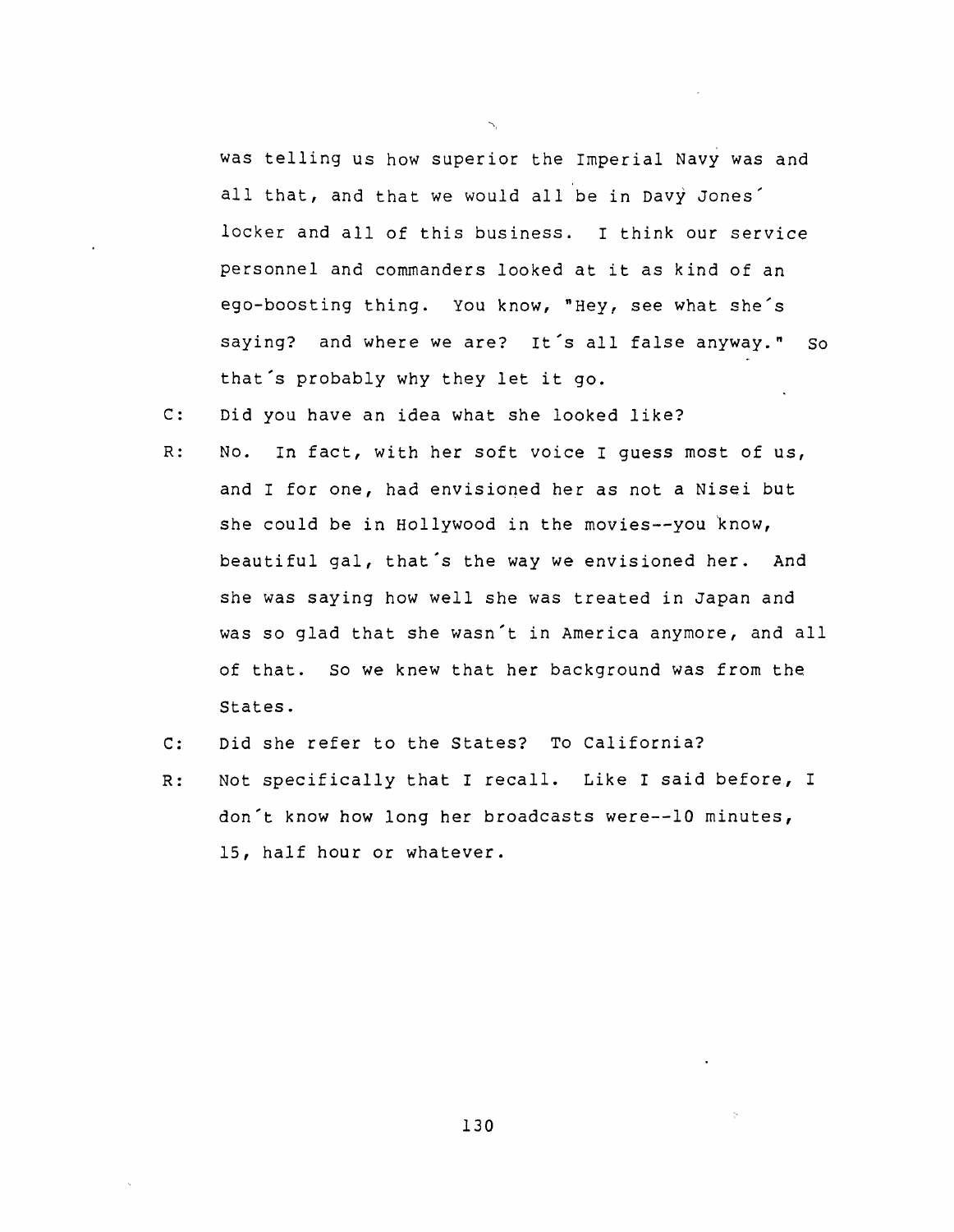was telling us how superior the Imperial Navy was and all that, and that we would all be in Davy Jones´ locker and all of this business. I think our service personnel and commanders looked at it as kind of an ego-boosting thing. You know, "Hey, see what she´s saying? and where we are? It´s all false anyway." So that´s probably why they let it go.

C: Did you have an idea what she looked like?

R: No. In fact, with her soft voice I guess most of us, and I for one, had envisioned her as not a Nisei but she could be in Hollywood in the movies--you know, beautiful gal, that´s the way we envisioned her. And she was saying how well she was treated in Japan and was so glad that she wasn´t in America anymore, and all of that. So we knew that her background was from the States.

C: Did she refer to the States? To California?

R: Not specifically that I recall. Like I said before, I don´t know how long her broadcasts were--10 minutes, 15, half hour or whatever.